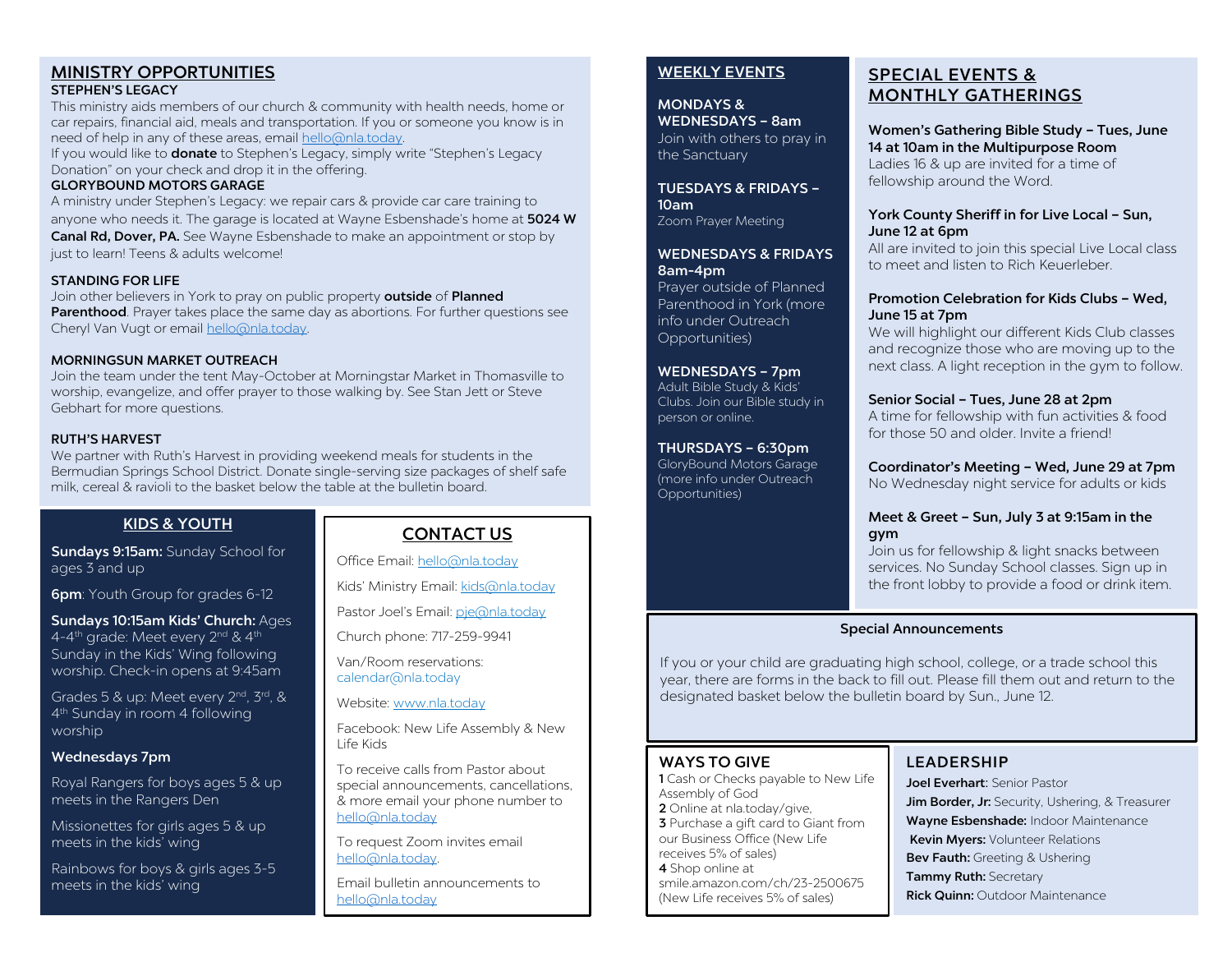## MINISTRY OPPORTUNITIES

### STEPHEN'S LEGACY

This ministry aids members of our church & community with health needs, home or car repairs, financial aid, meals and transportation. If you or someone you know is in need of help in any of these areas, email hello@nla.today.

If you would like to **donate** to Stephen's Legacy, simply write "Stephen's Legacy Donation" on your check and drop it in the offering.

### GLORYBOUND MOTORS GARAGE

A ministry under Stephen's Legacy: we repair cars & provide car care training to anyone who needs it. The garage is located at Wayne Esbenshade's home at **5024 W Canal Rd, Dover, PA.** See Wayne Esbenshade to make an appointment or stop by just to learn! Teens & adults welcome!

### STANDING FOR LIFE

Join other believers in York to pray on public property **outside** of **Planned Parenthood**. Prayer takes place the same day as abortions. For further questions see Cheryl Van Vugt or email hello@nla.today.

### MORNINGSUN MARKET OUTREACH

Join the team under the tent May-October at Morningstar Market in Thomasville to worship, evangelize, and offer prayer to those walking by. See Stan Jett or Steve Gebhart for more questions.

### RUTH'S HARVEST

We partner with Ruth's Harvest in providing weekend meals for students in the Bermudian Springs School District. Donate single-serving size packages of shelf safe milk, cereal & ravioli to the basket below the table at the bulletin board.

## KIDS & YOUTH

**Sundays 9:15am:** Sunday School for ages 3 and up

**6pm**: Youth Group for grades 6-12

**Sundays 10:15am Kids' Church:** Ages 4-4th grade: Meet every 2nd & 4th Sunday in the Kids' Wing following worship. Check-in opens at 9:45am

Grades 5 & up: Meet every 2nd, 3rd, & 4th Sunday in room 4 following worship

**Wednesdays 7pm**

Royal Rangers for boys ages 5 & up meets in the Rangers Den

Missionettes for girls ages 5 & up meets in the kids' wing

Rainbows for boys & girls ages 3-5 meets in the kids' wing

## CONTACT US

Office Email: hello@nla.today

Kids' Ministry Email: kids@nla.today

Pastor Joel's Email: pje@nla.today

Church phone: 717-259-9941

Van/Room reservations: calendar@nla.today

Website: www.nla.today

Facebook: New Life Assembly & New Life Kids

To receive calls from Pastor about special announcements, cancellations, & more email your phone number to hello@nla.today

To request Zoom invites email hello@nla.today.

Email bulletin announcements to hello@nla.today

## WEEKLY EVENTS

**MONDAYS & WEDNESDAYS – 8am**
Join with others to pray in the Sanctuary

**TUESDAYS & FRIDAYS – 10am**
Zoom Prayer Meeting

**WEDNESDAYS & FRIDAYS 8am-4pm**
Prayer outside of Planned Parenthood in York (more info under Outreach Opportunities)

**WEDNESDAYS – 7pm**
Adult Bible Study & Kids' Clubs. Join our Bible study in person or online.

**THURSDAYS – 6:30pm**
GloryBound Motors Garage (more info under Outreach Opportunities)

## SPECIAL EVENTS & MONTHLY GATHERINGS

**Women's Gathering Bible Study – Tues, June 14 at 10am in the Multipurpose Room**
Ladies 16 & up are invited for a time of fellowship around the Word.

**York County Sheriff in for Live Local – Sun, June 12 at 6pm**
All are invited to join this special Live Local class to meet and listen to Rich Keuerleber.

**Promotion Celebration for Kids Clubs – Wed, June 15 at 7pm**
We will highlight our different Kids Club classes and recognize those who are moving up to the next class. A light reception in the gym to follow.

**Senior Social – Tues, June 28 at 2pm**
A time for fellowship with fun activities & food for those 50 and older. Invite a friend!

**Coordinator's Meeting – Wed, June 29 at 7pm**
No Wednesday night service for adults or kids

**Meet & Greet – Sun, July 3 at 9:15am in the gym**
Join us for fellowship & light snacks between services. No Sunday School classes. Sign up in the front lobby to provide a food or drink item.

### Special Announcements

If you or your child are graduating high school, college, or a trade school this year, there are forms in the back to fill out. Please fill them out and return to the designated basket below the bulletin board by Sun., June 12.

## WAYS TO GIVE

**1** Cash or Checks payable to New Life Assembly of God
**2** Online at nla.today/give,
**3** Purchase a gift card to Giant from our Business Office (New Life receives 5% of sales)
**4** Shop online at smile.amazon.com/ch/23-2500675 (New Life receives 5% of sales)

## LEADERSHIP

**Joel Everhart**: Senior Pastor
**Jim Border, Jr:** Security, Ushering, & Treasurer
**Wayne Esbenshade:** Indoor Maintenance
**Kevin Myers:** Volunteer Relations
**Bev Fauth:** Greeting & Ushering
**Tammy Ruth:** Secretary
**Rick Quinn:** Outdoor Maintenance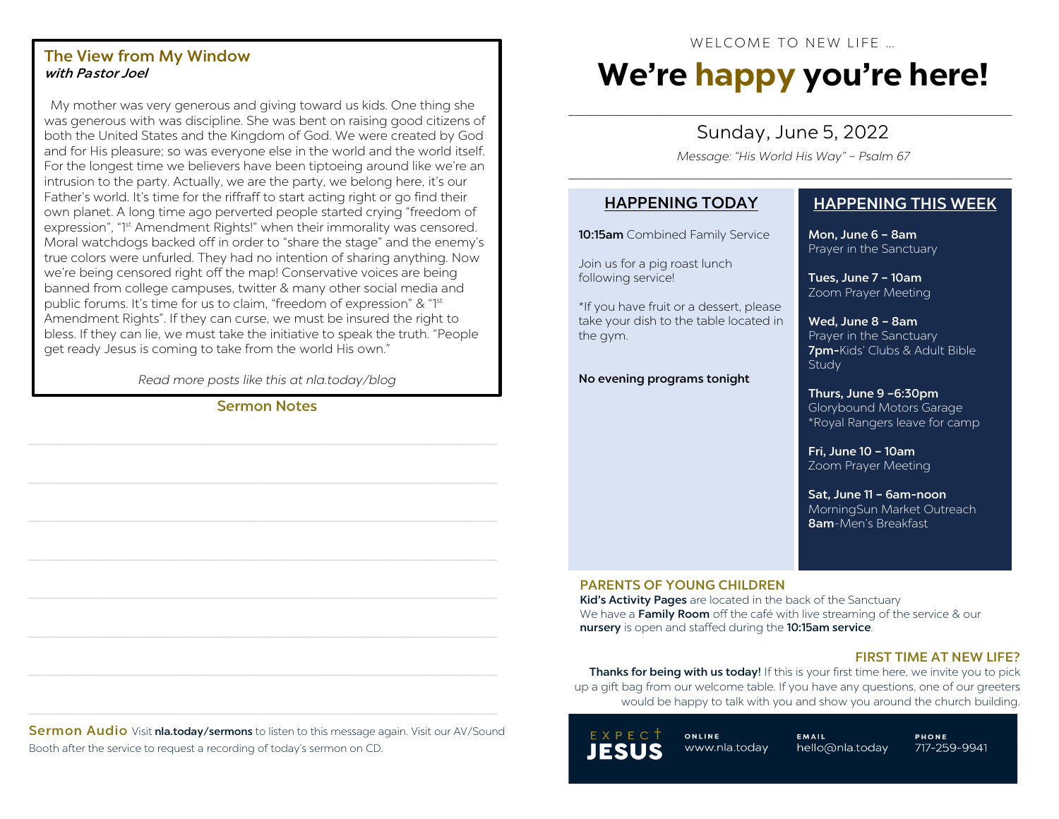## The View from My Window
***with Pastor Joel***

My mother was very generous and giving toward us kids. One thing she was generous with was discipline. She was bent on raising good citizens of both the United States and the Kingdom of God. We were created by God and for His pleasure; so was everyone else in the world and the world itself. For the longest time we believers have been tiptoeing around like we're an intrusion to the party. Actually, we are the party, we belong here, it's our Father's world. It's time for the riffraff to start acting right or go find their own planet. A long time ago perverted people started crying "freedom of expression", "1st Amendment Rights!" when their immorality was censored. Moral watchdogs backed off in order to "share the stage" and the enemy's true colors were unfurled. They had no intention of sharing anything. Now we're being censored right off the map! Conservative voices are being banned from college campuses, twitter & many other social media and public forums. It's time for us to claim, "freedom of expression" & "1st Amendment Rights". If they can curse, we must be insured the right to bless. If they can lie, we must take the initiative to speak the truth. "People get ready Jesus is coming to take from the world His own."

*Read more posts like this at nla.today/blog*

### Sermon Notes

\_\_\_\_\_\_\_\_\_\_\_\_\_\_\_\_\_\_\_\_\_\_\_\_\_\_\_\_\_\_\_\_\_\_\_\_\_\_\_\_\_\_\_\_\_\_\_\_\_\_\_\_\_\_\_\_\_\_\_\_\_\_

\_\_\_\_\_\_\_\_\_\_\_\_\_\_\_\_\_\_\_\_\_\_\_\_\_\_\_\_\_\_\_\_\_\_\_\_\_\_\_\_\_\_\_\_\_\_\_\_\_\_\_\_\_\_\_\_\_\_\_\_\_\_

\_\_\_\_\_\_\_\_\_\_\_\_\_\_\_\_\_\_\_\_\_\_\_\_\_\_\_\_\_\_\_\_\_\_\_\_\_\_\_\_\_\_\_\_\_\_\_\_\_\_\_\_\_\_\_\_\_\_\_\_\_\_

\_\_\_\_\_\_\_\_\_\_\_\_\_\_\_\_\_\_\_\_\_\_\_\_\_\_\_\_\_\_\_\_\_\_\_\_\_\_\_\_\_\_\_\_\_\_\_\_\_\_\_\_\_\_\_\_\_\_\_\_\_\_

\_\_\_\_\_\_\_\_\_\_\_\_\_\_\_\_\_\_\_\_\_\_\_\_\_\_\_\_\_\_\_\_\_\_\_\_\_\_\_\_\_\_\_\_\_\_\_\_\_\_\_\_\_\_\_\_\_\_\_\_\_\_

\_\_\_\_\_\_\_\_\_\_\_\_\_\_\_\_\_\_\_\_\_\_\_\_\_\_\_\_\_\_\_\_\_\_\_\_\_\_\_\_\_\_\_\_\_\_\_\_\_\_\_\_\_\_\_\_\_\_\_\_\_\_

\_\_\_\_\_\_\_\_\_\_\_\_\_\_\_\_\_\_\_\_\_\_\_\_\_\_\_\_\_\_\_\_\_\_\_\_\_\_\_\_\_\_\_\_\_\_\_\_\_\_\_\_\_\_\_\_\_\_\_\_\_\_

\_\_\_\_\_\_\_\_\_\_\_\_\_\_\_\_\_\_\_\_\_\_\_\_\_\_\_\_\_\_\_\_\_\_\_\_\_\_\_\_\_\_\_\_\_\_\_\_\_\_\_\_\_\_\_\_\_\_\_\_\_\_

**Sermon Audio** Visit **nla.today/sermons** to listen to this message again. Visit our AV/Sound Booth after the service to request a recording of today's sermon on CD.

WELCOME TO NEW LIFE …

# We're happy you're here!

## Sunday, June 5, 2022

*Message: "His World His Way" – Psalm 67*

### HAPPENING TODAY

**10:15am** Combined Family Service

Join us for a pig roast lunch following service!

*If you have fruit or a dessert, please take your dish to the table located in the gym.

**No evening programs tonight**

### HAPPENING THIS WEEK

**Mon, June 6 – 8am**
Prayer in the Sanctuary

**Tues, June 7 – 10am**
Zoom Prayer Meeting

**Wed, June 8 – 8am**
Prayer in the Sanctuary
**7pm-**Kids' Clubs & Adult Bible Study

**Thurs, June 9 –6:30pm**
Glorybound Motors Garage
*Royal Rangers leave for camp

**Fri, June 10 – 10am**
Zoom Prayer Meeting

**Sat, June 11 – 6am-noon**
MorningSun Market Outreach
**8am**-Men's Breakfast

### PARENTS OF YOUNG CHILDREN

**Kid's Activity Pages** are located in the back of the Sanctuary
We have a **Family Room** off the café with live streaming of the service & our **nursery** is open and staffed during the **10:15am service**.

### FIRST TIME AT NEW LIFE?

**Thanks for being with us today!** If this is your first time here, we invite you to pick up a gift bag from our welcome table. If you have any questions, one of our greeters would be happy to talk with you and show you around the church building.

EXPECT JESUS

**ONLINE** www.nla.today

**EMAIL** hello@nla.today

**PHONE** 717-259-9941